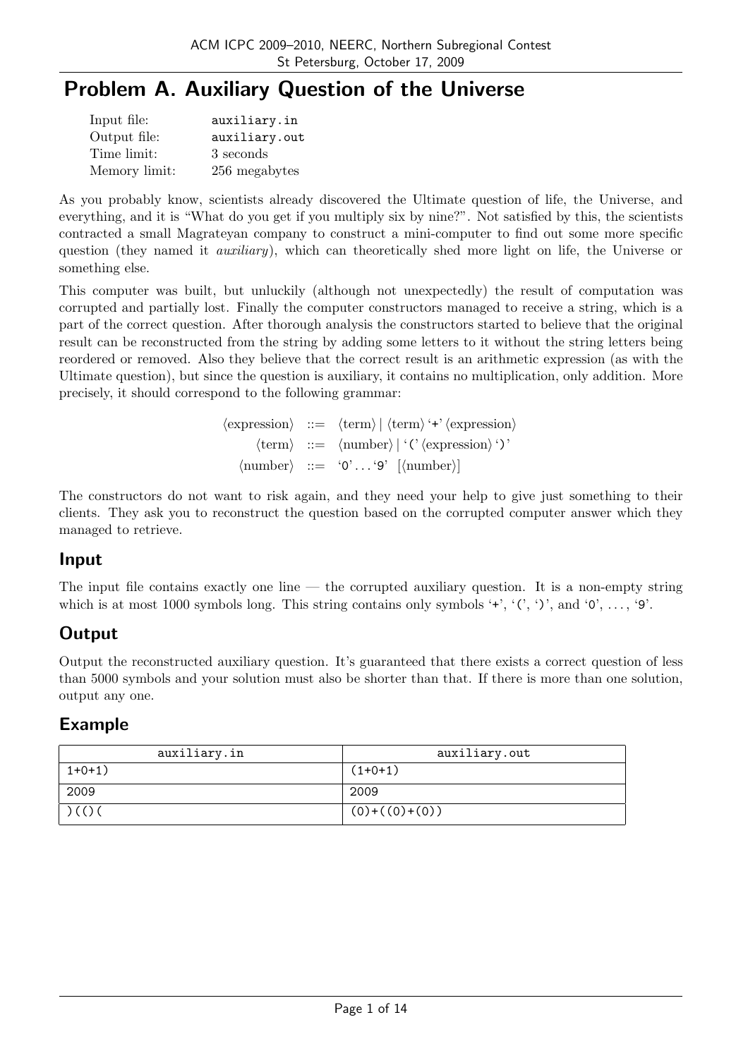# Problem A. Auxiliary Question of the Universe

| | |
|---|---|
| Input file: | `auxiliary.in` |
| Output file: | `auxiliary.out` |
| Time limit: | 3 seconds |
| Memory limit: | 256 megabytes |

As you probably know, scientists already discovered the Ultimate question of life, the Universe, and everything, and it is "What do you get if you multiply six by nine?". Not satisfied by this, the scientists contracted a small Magrateyan company to construct a mini-computer to find out some more specific question (they named it *auxiliary*), which can theoretically shed more light on life, the Universe or something else.

This computer was built, but unluckily (although not unexpectedly) the result of computation was corrupted and partially lost. Finally the computer constructors managed to receive a string, which is a part of the correct question. After thorough analysis the constructors started to believe that the original result can be reconstructed from the string by adding some letters to it without the string letters being reordered or removed. Also they believe that the correct result is an arithmetic expression (as with the Ultimate question), but since the question is auxiliary, it contains no multiplication, only addition. More precisely, it should correspond to the following grammar:

$$\begin{aligned} \langle\text{expression}\rangle &::= \langle\text{term}\rangle \mid \langle\text{term}\rangle\ \text{`+'}\ \langle\text{expression}\rangle \\ \langle\text{term}\rangle &::= \langle\text{number}\rangle \mid \text{`('}\ \langle\text{expression}\rangle\ \text{`)'} \\ \langle\text{number}\rangle &::= \text{`0'} \ldots \text{`9'}\ \ [\langle\text{number}\rangle] \end{aligned}$$

The constructors do not want to risk again, and they need your help to give just something to their clients. They ask you to reconstruct the question based on the corrupted computer answer which they managed to retrieve.

## Input

The input file contains exactly one line — the corrupted auxiliary question. It is a non-empty string which is at most 1000 symbols long. This string contains only symbols '`+`', '`(`', '`)`', and '`0`', ..., '`9`'.

## Output

Output the reconstructed auxiliary question. It's guaranteed that there exists a correct question of less than 5000 symbols and your solution must also be shorter than that. If there is more than one solution, output any one.

## Example

| auxiliary.in | auxiliary.out |
|---|---|
| `1+0+1)` | `(1+0+1)` |
| `2009` | `2009` |
| `)(()(` | `(0)+((0)+(0))` |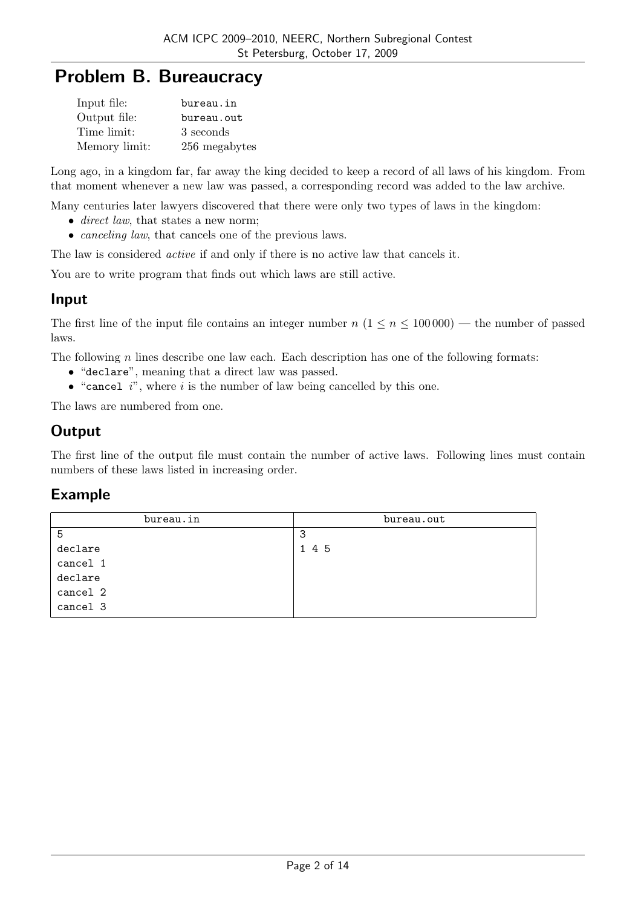# Problem B. Bureaucracy

| | |
|---|---|
| Input file: | bureau.in |
| Output file: | bureau.out |
| Time limit: | 3 seconds |
| Memory limit: | 256 megabytes |

Long ago, in a kingdom far, far away the king decided to keep a record of all laws of his kingdom. From that moment whenever a new law was passed, a corresponding record was added to the law archive.

Many centuries later lawyers discovered that there were only two types of laws in the kingdom:

- *direct law*, that states a new norm;
- *canceling law*, that cancels one of the previous laws.

The law is considered *active* if and only if there is no active law that cancels it.

You are to write program that finds out which laws are still active.

## Input

The first line of the input file contains an integer number $n$ ($1 \le n \le 100\,000$) — the number of passed laws.

The following $n$ lines describe one law each. Each description has one of the following formats:

- "declare", meaning that a direct law was passed.
- "cancel $i$", where $i$ is the number of law being cancelled by this one.

The laws are numbered from one.

## Output

The first line of the output file must contain the number of active laws. Following lines must contain numbers of these laws listed in increasing order.

## Example

| bureau.in | bureau.out |
|---|---|
| 5<br>declare<br>cancel 1<br>declare<br>cancel 2<br>cancel 3 | 3<br>1 4 5 |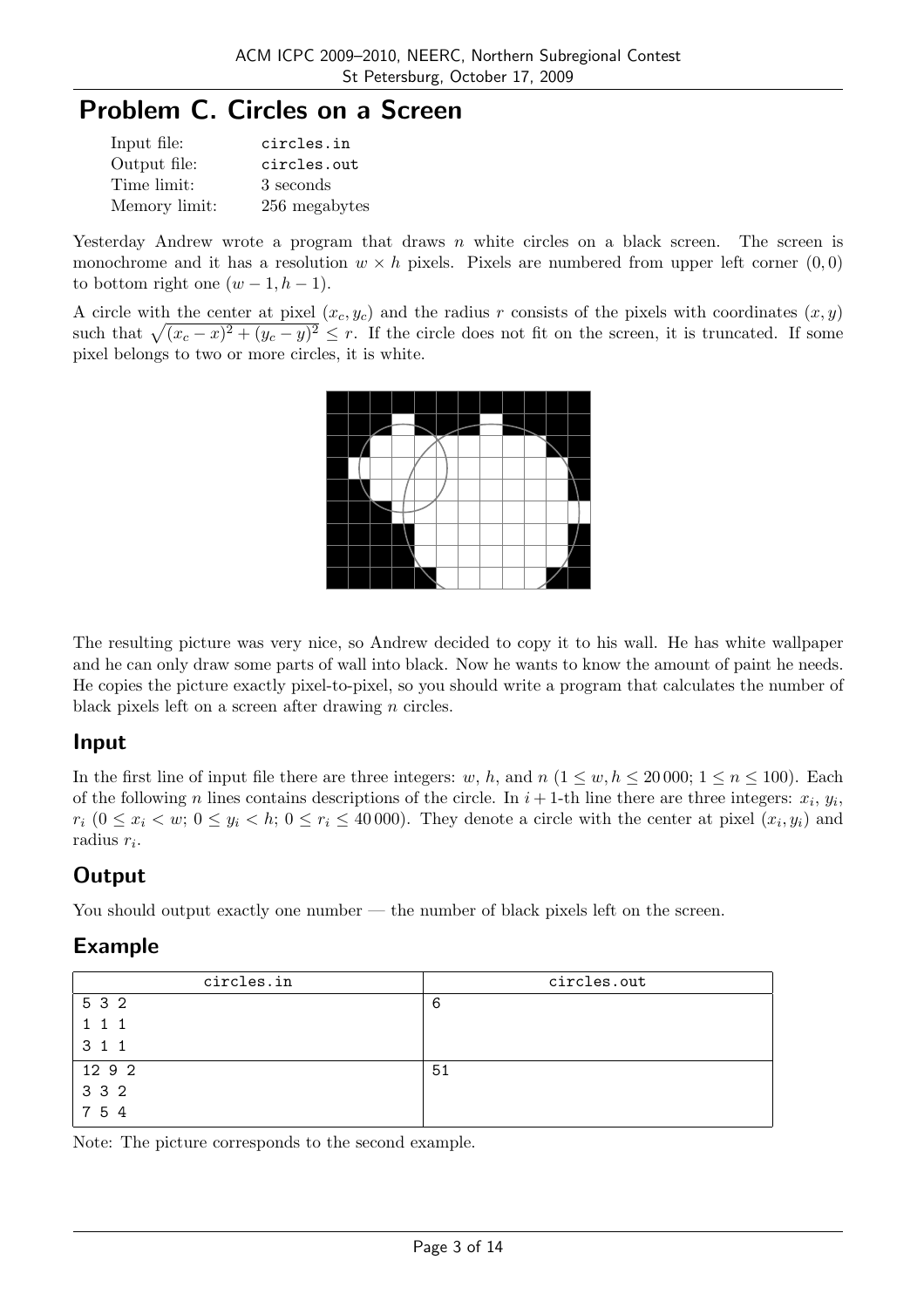# Problem C. Circles on a Screen

| | |
|---|---|
| Input file: | circles.in |
| Output file: | circles.out |
| Time limit: | 3 seconds |
| Memory limit: | 256 megabytes |

Yesterday Andrew wrote a program that draws $n$ white circles on a black screen. The screen is monochrome and it has a resolution $w \times h$ pixels. Pixels are numbered from upper left corner $(0, 0)$ to bottom right one $(w - 1, h - 1)$.

A circle with the center at pixel $(x_c, y_c)$ and the radius $r$ consists of the pixels with coordinates $(x, y)$ such that $\sqrt{(x_c - x)^2 + (y_c - y)^2} \le r$. If the circle does not fit on the screen, it is truncated. If some pixel belongs to two or more circles, it is white.

The resulting picture was very nice, so Andrew decided to copy it to his wall. He has white wallpaper and he can only draw some parts of wall into black. Now he wants to know the amount of paint he needs. He copies the picture exactly pixel-to-pixel, so you should write a program that calculates the number of black pixels left on a screen after drawing $n$ circles.

## Input

In the first line of input file there are three integers: $w$, $h$, and $n$ ($1 \le w, h \le 20\,000$; $1 \le n \le 100$). Each of the following $n$ lines contains descriptions of the circle. In $i+1$-th line there are three integers: $x_i$, $y_i$, $r_i$ ($0 \le x_i < w$; $0 \le y_i < h$; $0 \le r_i \le 40\,000$). They denote a circle with the center at pixel $(x_i, y_i)$ and radius $r_i$.

## Output

You should output exactly one number — the number of black pixels left on the screen.

## Example

| circles.in | circles.out |
|---|---|
| 5 3 2<br>1 1 1<br>3 1 1 | 6 |
| 12 9 2<br>3 3 2<br>7 5 4 | 51 |

Note: The picture corresponds to the second example.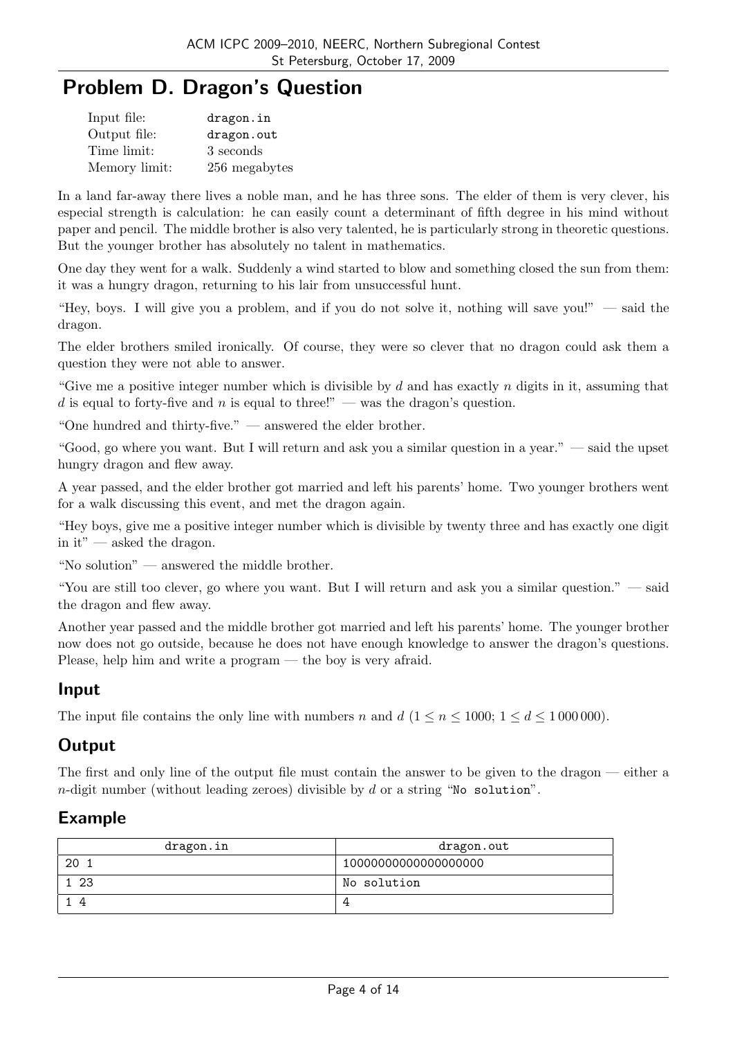# Problem D. Dragon's Question

| | |
|---|---|
| Input file: | `dragon.in` |
| Output file: | `dragon.out` |
| Time limit: | 3 seconds |
| Memory limit: | 256 megabytes |

In a land far-away there lives a noble man, and he has three sons. The elder of them is very clever, his especial strength is calculation: he can easily count a determinant of fifth degree in his mind without paper and pencil. The middle brother is also very talented, he is particularly strong in theoretic questions. But the younger brother has absolutely no talent in mathematics.

One day they went for a walk. Suddenly a wind started to blow and something closed the sun from them: it was a hungry dragon, returning to his lair from unsuccessful hunt.

"Hey, boys. I will give you a problem, and if you do not solve it, nothing will save you!" — said the dragon.

The elder brothers smiled ironically. Of course, they were so clever that no dragon could ask them a question they were not able to answer.

"Give me a positive integer number which is divisible by $d$ and has exactly $n$ digits in it, assuming that $d$ is equal to forty-five and $n$ is equal to three!" — was the dragon's question.

"One hundred and thirty-five." — answered the elder brother.

"Good, go where you want. But I will return and ask you a similar question in a year." — said the upset hungry dragon and flew away.

A year passed, and the elder brother got married and left his parents' home. Two younger brothers went for a walk discussing this event, and met the dragon again.

"Hey boys, give me a positive integer number which is divisible by twenty three and has exactly one digit in it" — asked the dragon.

"No solution" — answered the middle brother.

"You are still too clever, go where you want. But I will return and ask you a similar question." — said the dragon and flew away.

Another year passed and the middle brother got married and left his parents' home. The younger brother now does not go outside, because he does not have enough knowledge to answer the dragon's questions. Please, help him and write a program — the boy is very afraid.

## Input

The input file contains the only line with numbers $n$ and $d$ ($1 \le n \le 1000$; $1 \le d \le 1\,000\,000$).

## Output

The first and only line of the output file must contain the answer to be given to the dragon — either a $n$-digit number (without leading zeroes) divisible by $d$ or a string "`No solution`".

## Example

| dragon.in | dragon.out |
|---|---|
| 20 1 | 10000000000000000000 |
| 1 23 | No solution |
| 1 4 | 4 |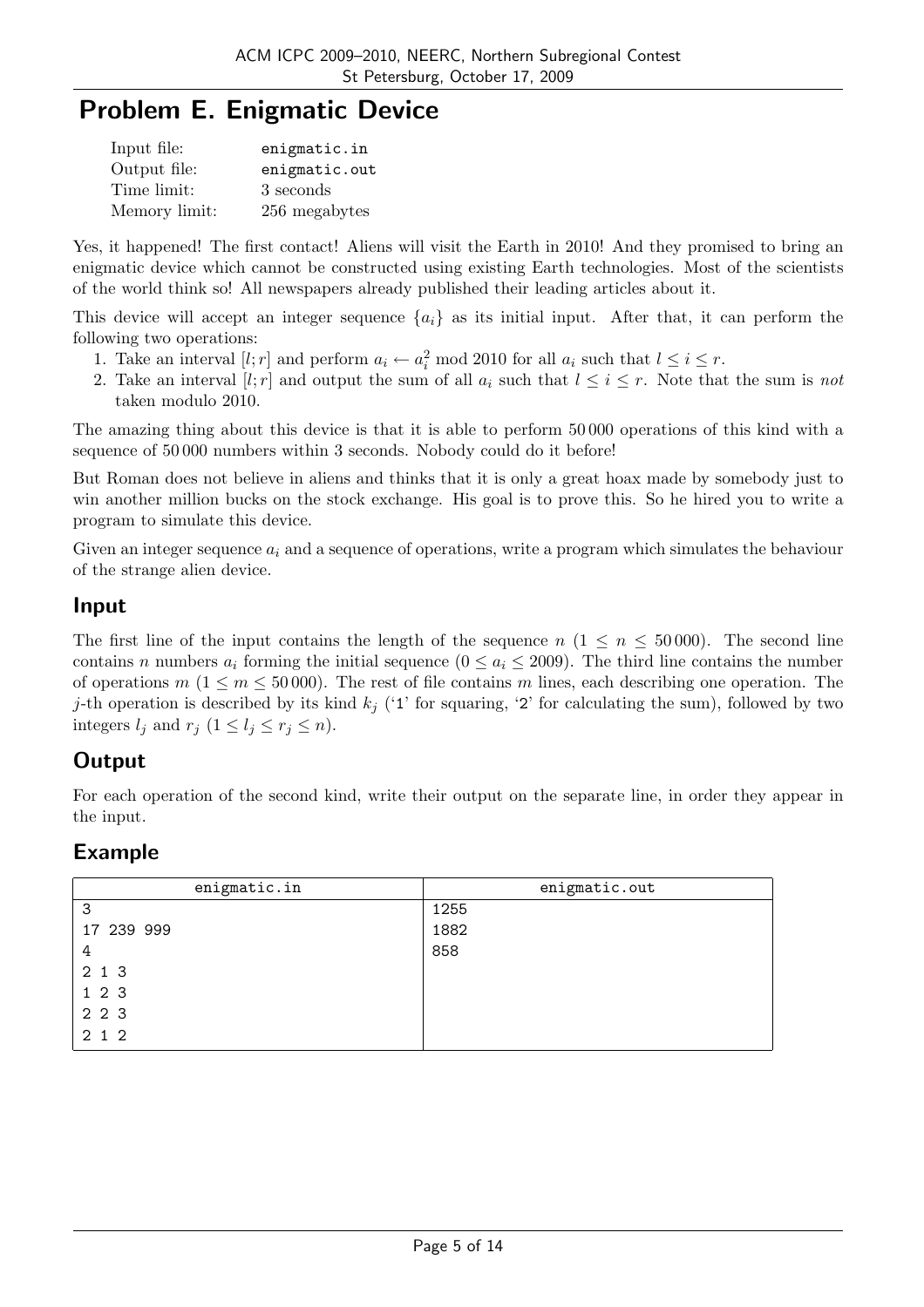# Problem E. Enigmatic Device

| | |
|---|---|
| Input file: | enigmatic.in |
| Output file: | enigmatic.out |
| Time limit: | 3 seconds |
| Memory limit: | 256 megabytes |

Yes, it happened! The first contact! Aliens will visit the Earth in 2010! And they promised to bring an enigmatic device which cannot be constructed using existing Earth technologies. Most of the scientists of the world think so! All newspapers already published their leading articles about it.

This device will accept an integer sequence $\{a_i\}$ as its initial input. After that, it can perform the following two operations:

1. Take an interval $[l; r]$ and perform $a_i \leftarrow a_i^2 \bmod 2010$ for all $a_i$ such that $l \le i \le r$.
2. Take an interval $[l; r]$ and output the sum of all $a_i$ such that $l \le i \le r$. Note that the sum is *not* taken modulo 2010.

The amazing thing about this device is that it is able to perform 50 000 operations of this kind with a sequence of 50 000 numbers within 3 seconds. Nobody could do it before!

But Roman does not believe in aliens and thinks that it is only a great hoax made by somebody just to win another million bucks on the stock exchange. His goal is to prove this. So he hired you to write a program to simulate this device.

Given an integer sequence $a_i$ and a sequence of operations, write a program which simulates the behaviour of the strange alien device.

## Input

The first line of the input contains the length of the sequence $n$ ($1 \le n \le 50\,000$). The second line contains $n$ numbers $a_i$ forming the initial sequence ($0 \le a_i \le 2009$). The third line contains the number of operations $m$ ($1 \le m \le 50\,000$). The rest of file contains $m$ lines, each describing one operation. The $j$-th operation is described by its kind $k_j$ ('1' for squaring, '2' for calculating the sum), followed by two integers $l_j$ and $r_j$ ($1 \le l_j \le r_j \le n$).

## Output

For each operation of the second kind, write their output on the separate line, in order they appear in the input.

## Example

| enigmatic.in | enigmatic.out |
|---|---|
| 3<br>17 239 999<br>4<br>2 1 3<br>1 2 3<br>2 2 3<br>2 1 2 | 1255<br>1882<br>858 |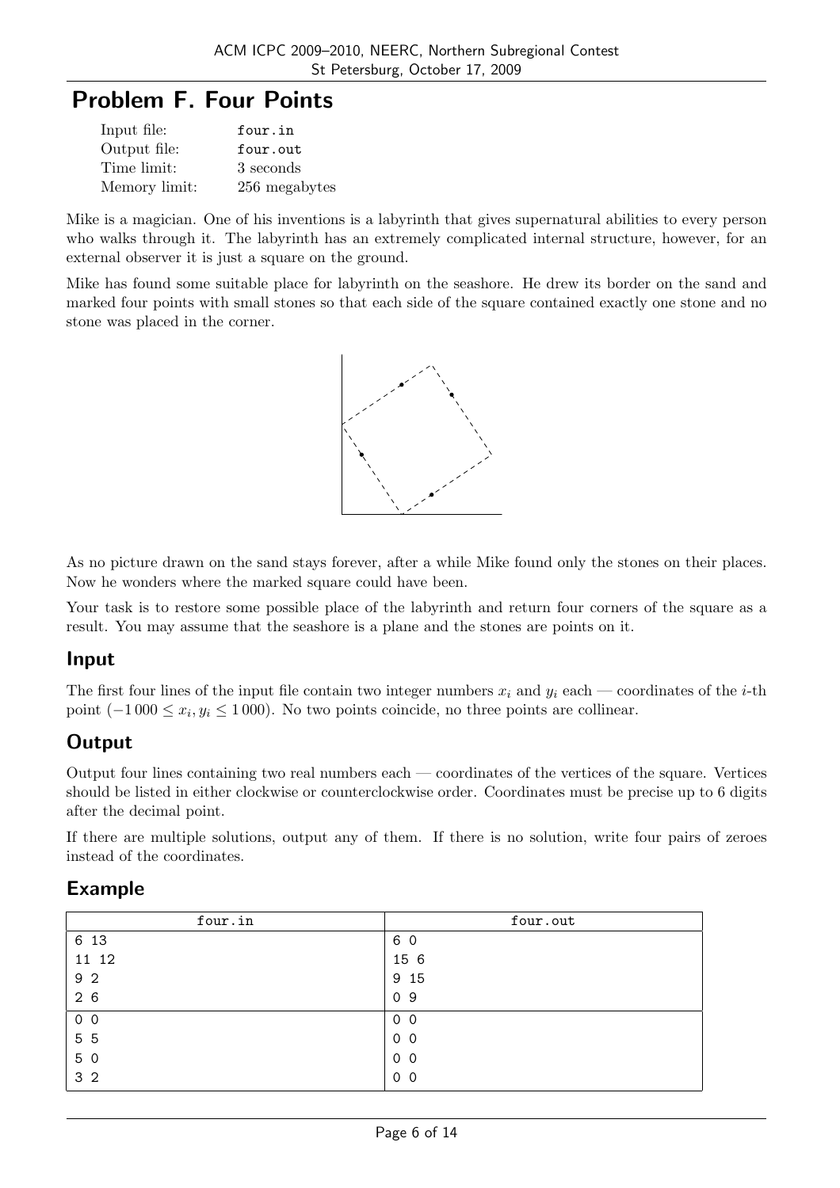# Problem F. Four Points

| | |
|---|---|
| Input file: | four.in |
| Output file: | four.out |
| Time limit: | 3 seconds |
| Memory limit: | 256 megabytes |

Mike is a magician. One of his inventions is a labyrinth that gives supernatural abilities to every person who walks through it. The labyrinth has an extremely complicated internal structure, however, for an external observer it is just a square on the ground.

Mike has found some suitable place for labyrinth on the seashore. He drew its border on the sand and marked four points with small stones so that each side of the square contained exactly one stone and no stone was placed in the corner.

As no picture drawn on the sand stays forever, after a while Mike found only the stones on their places. Now he wonders where the marked square could have been.

Your task is to restore some possible place of the labyrinth and return four corners of the square as a result. You may assume that the seashore is a plane and the stones are points on it.

## Input

The first four lines of the input file contain two integer numbers $x_i$ and $y_i$ each — coordinates of the $i$-th point ($-1\,000 \le x_i, y_i \le 1\,000$). No two points coincide, no three points are collinear.

## Output

Output four lines containing two real numbers each — coordinates of the vertices of the square. Vertices should be listed in either clockwise or counterclockwise order. Coordinates must be precise up to 6 digits after the decimal point.

If there are multiple solutions, output any of them. If there is no solution, write four pairs of zeroes instead of the coordinates.

## Example

| four.in | four.out |
|---|---|
| 6 13<br>11 12<br>9 2<br>2 6 | 6 0<br>15 6<br>9 15<br>0 9 |
| 0 0<br>5 5<br>5 0<br>3 2 | 0 0<br>0 0<br>0 0<br>0 0 |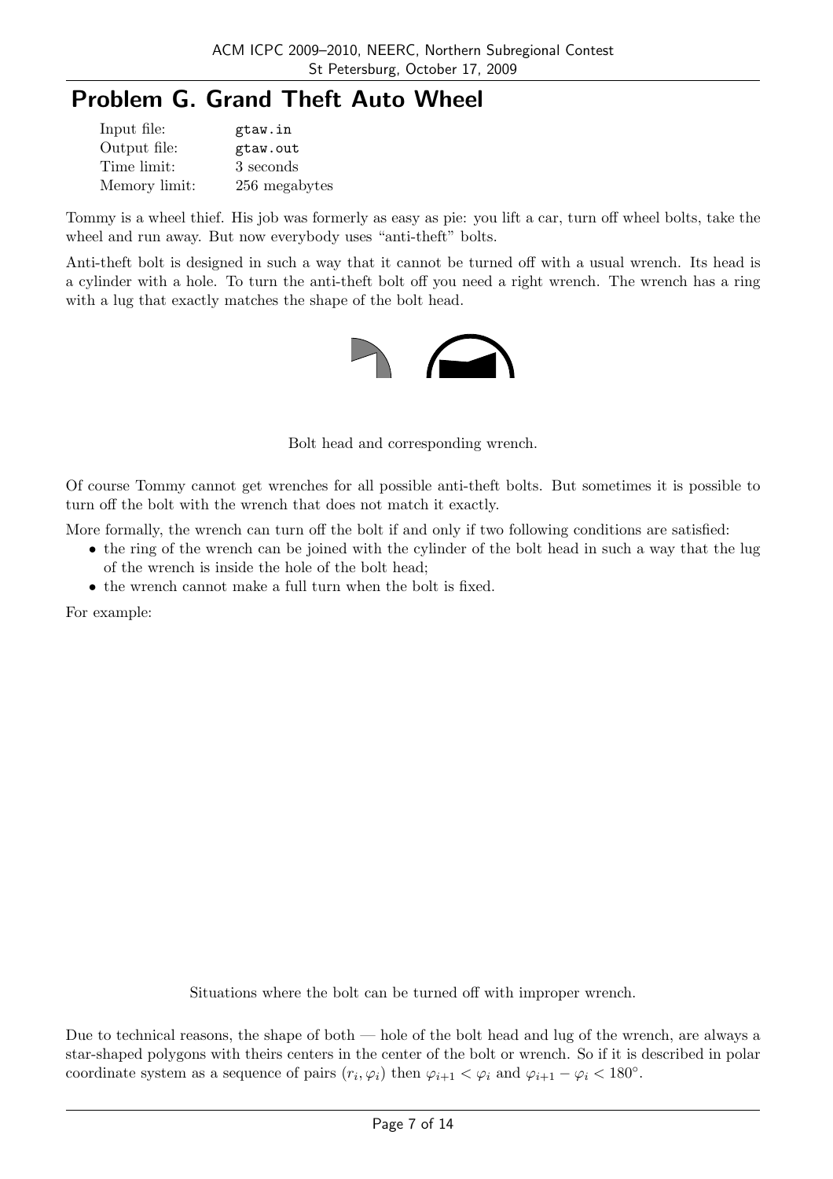# Problem G. Grand Theft Auto Wheel

| | |
|---|---|
| Input file: | gtaw.in |
| Output file: | gtaw.out |
| Time limit: | 3 seconds |
| Memory limit: | 256 megabytes |

Tommy is a wheel thief. His job was formerly as easy as pie: you lift a car, turn off wheel bolts, take the wheel and run away. But now everybody uses "anti-theft" bolts.

Anti-theft bolt is designed in such a way that it cannot be turned off with a usual wrench. Its head is a cylinder with a hole. To turn the anti-theft bolt off you need a right wrench. The wrench has a ring with a lug that exactly matches the shape of the bolt head.

Bolt head and corresponding wrench.

Of course Tommy cannot get wrenches for all possible anti-theft bolts. But sometimes it is possible to turn off the bolt with the wrench that does not match it exactly.

More formally, the wrench can turn off the bolt if and only if two following conditions are satisfied:

- the ring of the wrench can be joined with the cylinder of the bolt head in such a way that the lug of the wrench is inside the hole of the bolt head;
- the wrench cannot make a full turn when the bolt is fixed.

For example:

Situations where the bolt can be turned off with improper wrench.

Due to technical reasons, the shape of both — hole of the bolt head and lug of the wrench, are always a star-shaped polygons with theirs centers in the center of the bolt or wrench. So if it is described in polar coordinate system as a sequence of pairs $(r_i, \varphi_i)$ then $\varphi_{i+1} < \varphi_i$ and $\varphi_{i+1} - \varphi_i < 180^\circ$.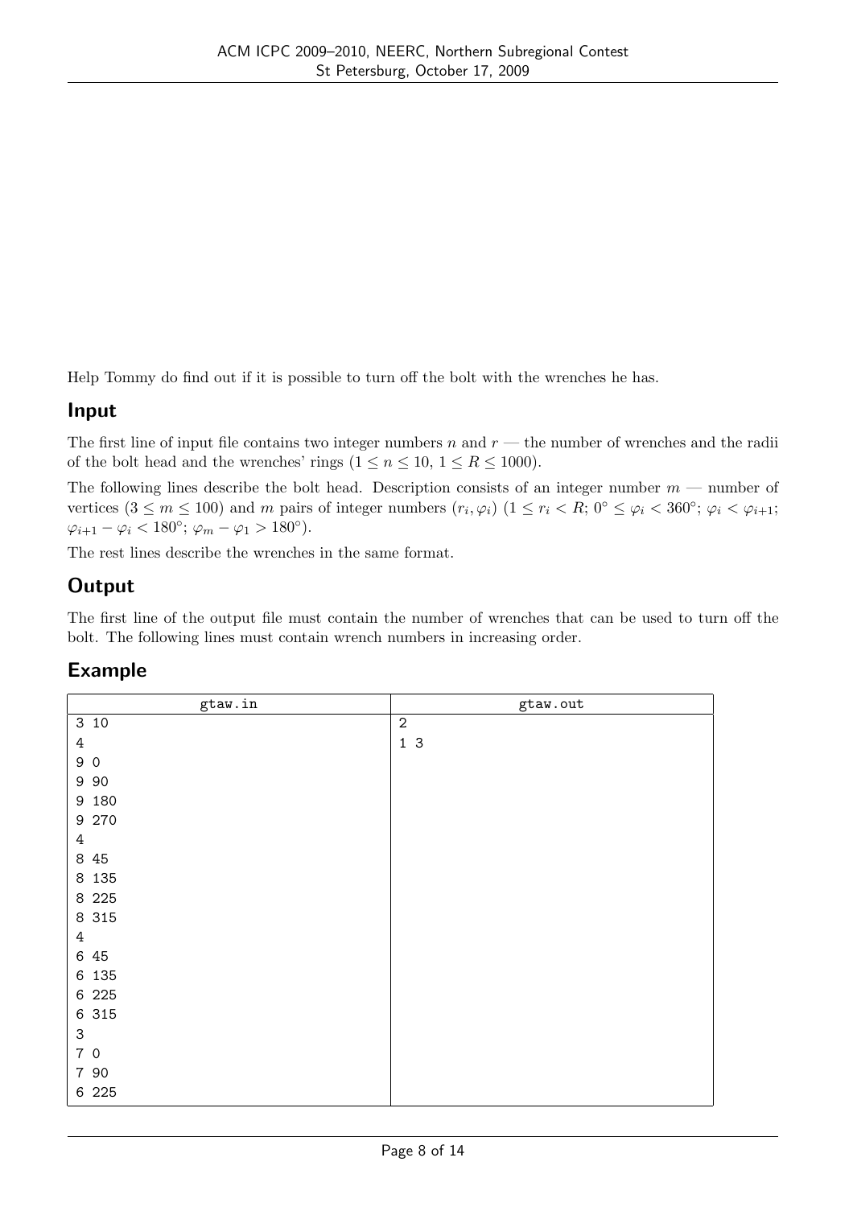Help Tommy do find out if it is possible to turn off the bolt with the wrenches he has.

## Input

The first line of input file contains two integer numbers $n$ and $r$ — the number of wrenches and the radii of the bolt head and the wrenches' rings ($1 \le n \le 10$, $1 \le R \le 1000$).

The following lines describe the bolt head. Description consists of an integer number $m$ — number of vertices ($3 \le m \le 100$) and $m$ pairs of integer numbers $(r_i, \varphi_i)$ ($1 \le r_i < R$; $0^\circ \le \varphi_i < 360^\circ$; $\varphi_i < \varphi_{i+1}$; $\varphi_{i+1} - \varphi_i < 180^\circ$; $\varphi_m - \varphi_1 > 180^\circ$).

The rest lines describe the wrenches in the same format.

## Output

The first line of the output file must contain the number of wrenches that can be used to turn off the bolt. The following lines must contain wrench numbers in increasing order.

## Example

| gtaw.in | gtaw.out |
|---|---|
| 3 10<br>4<br>9 0<br>9 90<br>9 180<br>9 270<br>4<br>8 45<br>8 135<br>8 225<br>8 315<br>4<br>6 45<br>6 135<br>6 225<br>6 315<br>3<br>7 0<br>7 90<br>6 225 | 2<br>1 3 |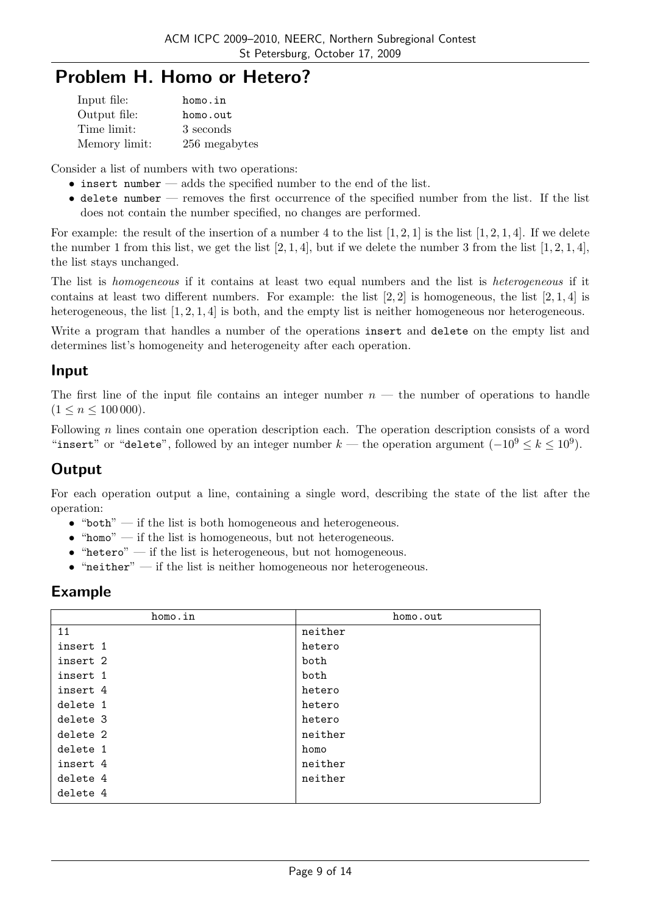# Problem H. Homo or Hetero?

| | |
|---|---|
| Input file: | homo.in |
| Output file: | homo.out |
| Time limit: | 3 seconds |
| Memory limit: | 256 megabytes |

Consider a list of numbers with two operations:

- `insert number` — adds the specified number to the end of the list.
- `delete number` — removes the first occurrence of the specified number from the list. If the list does not contain the number specified, no changes are performed.

For example: the result of the insertion of a number 4 to the list $[1, 2, 1]$ is the list $[1, 2, 1, 4]$. If we delete the number 1 from this list, we get the list $[2, 1, 4]$, but if we delete the number 3 from the list $[1, 2, 1, 4]$, the list stays unchanged.

The list is *homogeneous* if it contains at least two equal numbers and the list is *heterogeneous* if it contains at least two different numbers. For example: the list $[2, 2]$ is homogeneous, the list $[2, 1, 4]$ is heterogeneous, the list $[1, 2, 1, 4]$ is both, and the empty list is neither homogeneous nor heterogeneous.

Write a program that handles a number of the operations `insert` and `delete` on the empty list and determines list's homogeneity and heterogeneity after each operation.

## Input

The first line of the input file contains an integer number $n$ — the number of operations to handle ($1 \le n \le 100\,000$).

Following $n$ lines contain one operation description each. The operation description consists of a word "`insert`" or "`delete`", followed by an integer number $k$ — the operation argument ($-10^9 \le k \le 10^9$).

## Output

For each operation output a line, containing a single word, describing the state of the list after the operation:

- "`both`" — if the list is both homogeneous and heterogeneous.
- "`homo`" — if the list is homogeneous, but not heterogeneous.
- "`hetero`" — if the list is heterogeneous, but not homogeneous.
- "`neither`" — if the list is neither homogeneous nor heterogeneous.

## Example

| homo.in | homo.out |
|---|---|
| 11<br>insert 1<br>insert 2<br>insert 1<br>insert 4<br>delete 1<br>delete 3<br>delete 2<br>delete 1<br>insert 4<br>delete 4<br>delete 4 | neither<br>hetero<br>both<br>both<br>hetero<br>hetero<br>hetero<br>neither<br>homo<br>neither<br>neither |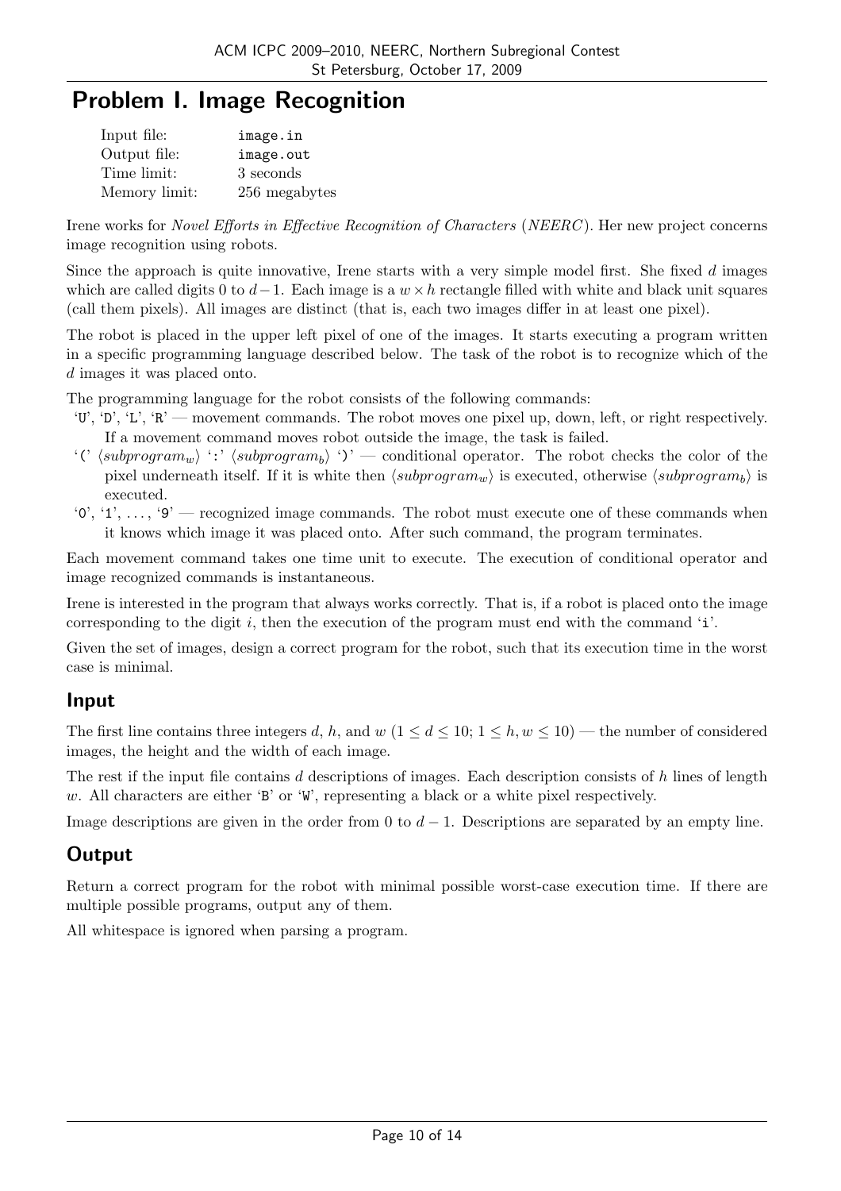# Problem I. Image Recognition

| | |
|---|---|
| Input file: | `image.in` |
| Output file: | `image.out` |
| Time limit: | 3 seconds |
| Memory limit: | 256 megabytes |

Irene works for *Novel Efforts in Effective Recognition of Characters* (*NEERC*). Her new project concerns image recognition using robots.

Since the approach is quite innovative, Irene starts with a very simple model first. She fixed $d$ images which are called digits 0 to $d-1$. Each image is a $w \times h$ rectangle filled with white and black unit squares (call them pixels). All images are distinct (that is, each two images differ in at least one pixel).

The robot is placed in the upper left pixel of one of the images. It starts executing a program written in a specific programming language described below. The task of the robot is to recognize which of the $d$ images it was placed onto.

The programming language for the robot consists of the following commands:

- '`U`', '`D`', '`L`', '`R`' — movement commands. The robot moves one pixel up, down, left, or right respectively. If a movement command moves robot outside the image, the task is failed.
- '`(`' $\langle subprogram_w \rangle$ '`:`' $\langle subprogram_b \rangle$ '`)`' — conditional operator. The robot checks the color of the pixel underneath itself. If it is white then $\langle subprogram_w \rangle$ is executed, otherwise $\langle subprogram_b \rangle$ is executed.
- '`0`', '`1`', ..., '`9`' — recognized image commands. The robot must execute one of these commands when it knows which image it was placed onto. After such command, the program terminates.

Each movement command takes one time unit to execute. The execution of conditional operator and image recognized commands is instantaneous.

Irene is interested in the program that always works correctly. That is, if a robot is placed onto the image corresponding to the digit $i$, then the execution of the program must end with the command '`i`'.

Given the set of images, design a correct program for the robot, such that its execution time in the worst case is minimal.

## Input

The first line contains three integers $d$, $h$, and $w$ ($1 \le d \le 10$; $1 \le h, w \le 10$) — the number of considered images, the height and the width of each image.

The rest if the input file contains $d$ descriptions of images. Each description consists of $h$ lines of length $w$. All characters are either '`B`' or '`W`', representing a black or a white pixel respectively.

Image descriptions are given in the order from 0 to $d-1$. Descriptions are separated by an empty line.

## Output

Return a correct program for the robot with minimal possible worst-case execution time. If there are multiple possible programs, output any of them.

All whitespace is ignored when parsing a program.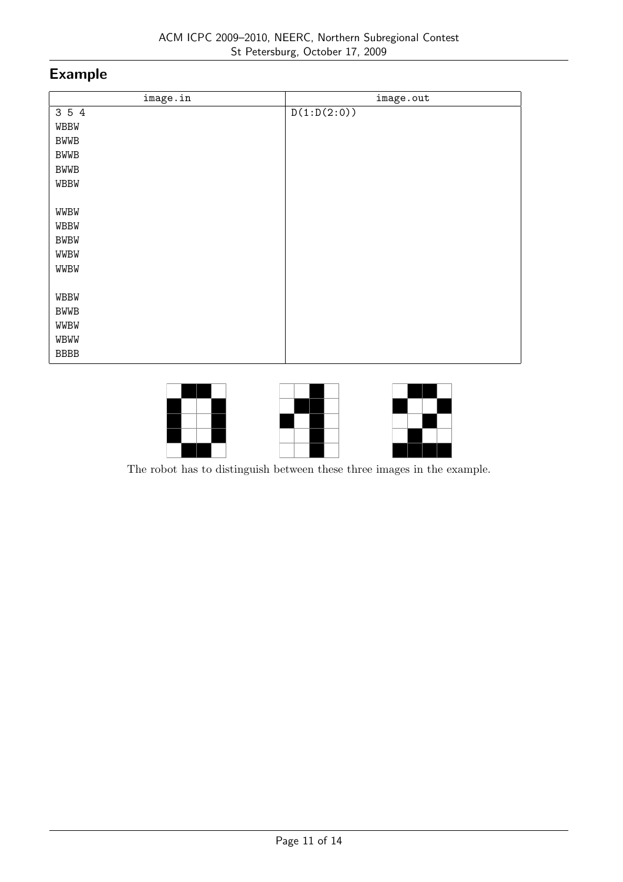## Example

| image.in | image.out |
|---|---|
| 3 5 4<br>WBBW<br>BWWB<br>BWWB<br>BWWB<br>WBBW<br><br>WWBW<br>WBBW<br>BWBW<br>WWBW<br>WWBW<br><br>WBBW<br>BWWB<br>WWBW<br>WBWW<br>BBBB | D(1:D(2:0)) |

The robot has to distinguish between these three images in the example.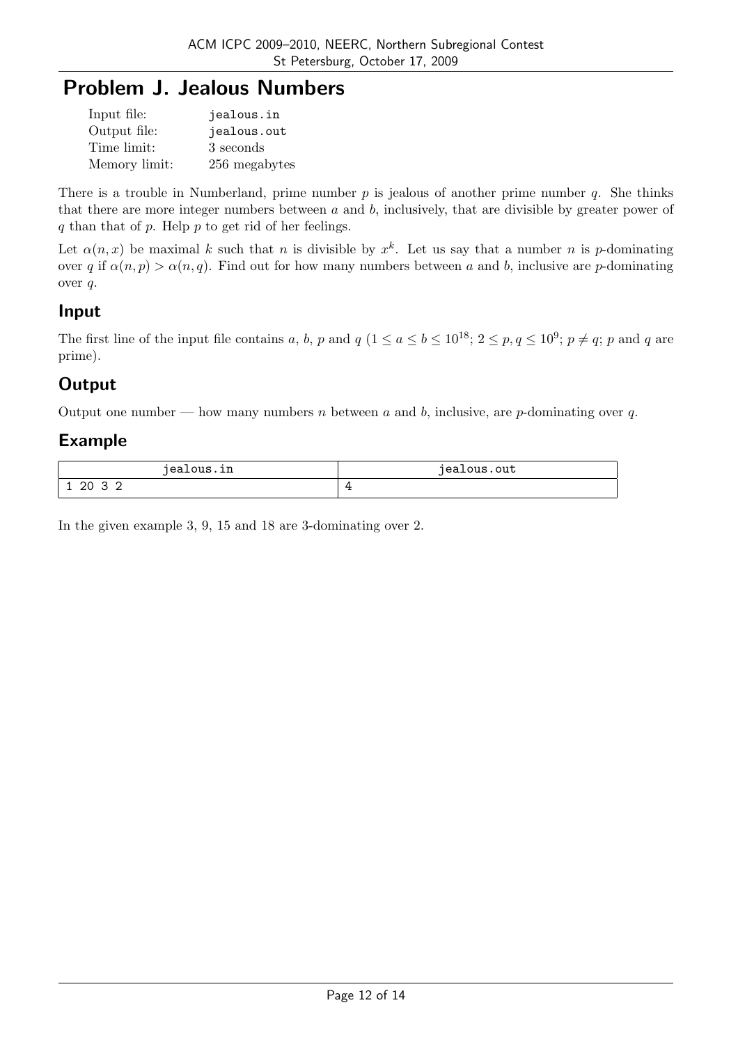# Problem J. Jealous Numbers

| | |
|---|---|
| Input file: | jealous.in |
| Output file: | jealous.out |
| Time limit: | 3 seconds |
| Memory limit: | 256 megabytes |

There is a trouble in Numberland, prime number $p$ is jealous of another prime number $q$. She thinks that there are more integer numbers between $a$ and $b$, inclusively, that are divisible by greater power of $q$ than that of $p$. Help $p$ to get rid of her feelings.

Let $\alpha(n, x)$ be maximal $k$ such that $n$ is divisible by $x^k$. Let us say that a number $n$ is $p$-dominating over $q$ if $\alpha(n, p) > \alpha(n, q)$. Find out for how many numbers between $a$ and $b$, inclusive are $p$-dominating over $q$.

## Input

The first line of the input file contains $a$, $b$, $p$ and $q$ ($1 \le a \le b \le 10^{18}$; $2 \le p, q \le 10^9$; $p \ne q$; $p$ and $q$ are prime).

## Output

Output one number — how many numbers $n$ between $a$ and $b$, inclusive, are $p$-dominating over $q$.

## Example

| jealous.in | jealous.out |
|---|---|
| 1 20 3 2 | 4 |

In the given example 3, 9, 15 and 18 are 3-dominating over 2.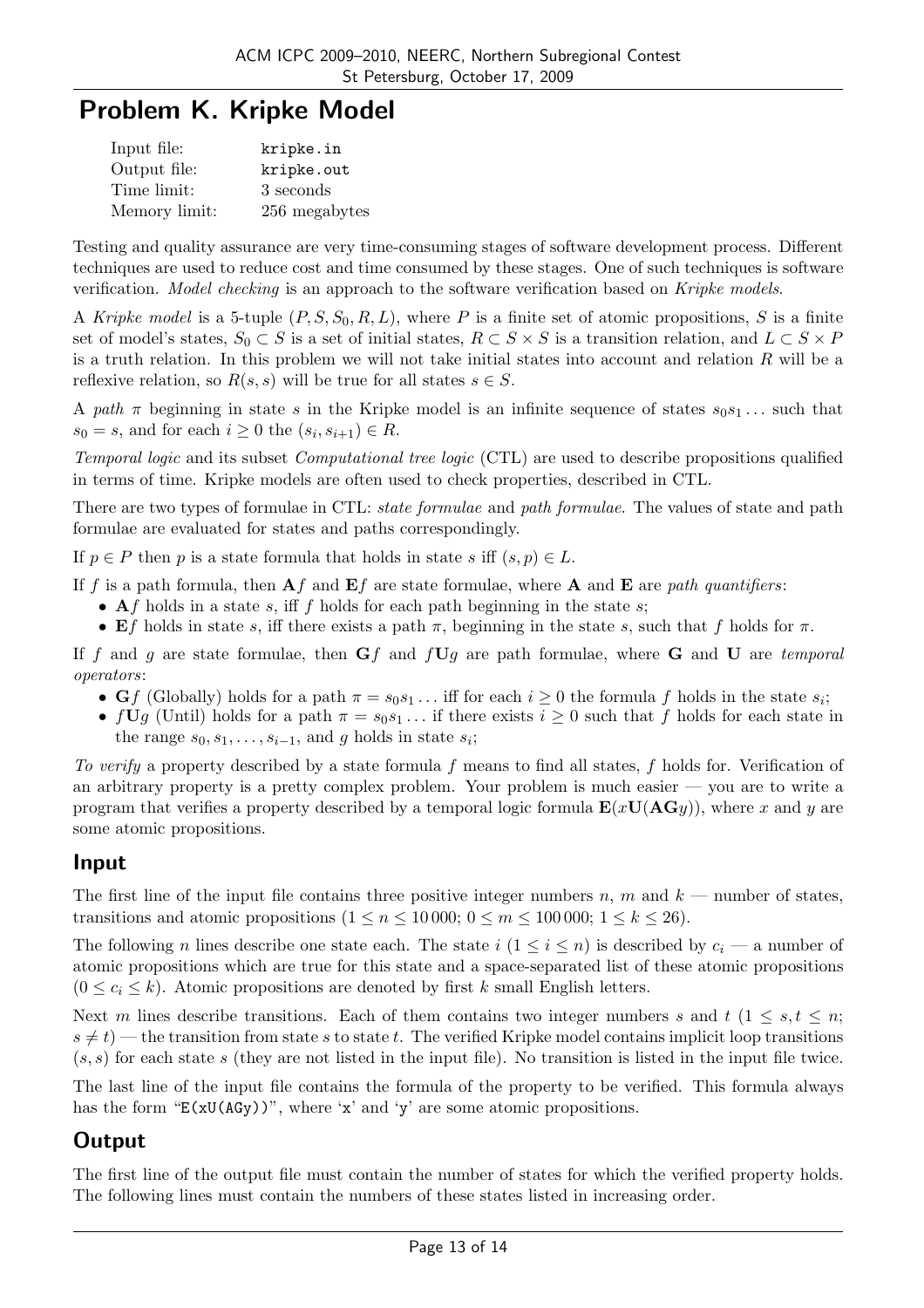# Problem K. Kripke Model

| | |
|---|---|
| Input file: | kripke.in |
| Output file: | kripke.out |
| Time limit: | 3 seconds |
| Memory limit: | 256 megabytes |

Testing and quality assurance are very time-consuming stages of software development process. Different techniques are used to reduce cost and time consumed by these stages. One of such techniques is software verification. *Model checking* is an approach to the software verification based on *Kripke models*.

A *Kripke model* is a 5-tuple $(P, S, S_0, R, L)$, where $P$ is a finite set of atomic propositions, $S$ is a finite set of model's states, $S_0 \subset S$ is a set of initial states, $R \subset S \times S$ is a transition relation, and $L \subset S \times P$ is a truth relation. In this problem we will not take initial states into account and relation $R$ will be a reflexive relation, so $R(s, s)$ will be true for all states $s \in S$.

A *path* $\pi$ beginning in state $s$ in the Kripke model is an infinite sequence of states $s_0 s_1 \ldots$ such that $s_0 = s$, and for each $i \geq 0$ the $(s_i, s_{i+1}) \in R$.

*Temporal logic* and its subset *Computational tree logic* (CTL) are used to describe propositions qualified in terms of time. Kripke models are often used to check properties, described in CTL.

There are two types of formulae in CTL: *state formulae* and *path formulae*. The values of state and path formulae are evaluated for states and paths correspondingly.

If $p \in P$ then $p$ is a state formula that holds in state $s$ iff $(s, p) \in L$.

If $f$ is a path formula, then $\mathbf{A}f$ and $\mathbf{E}f$ are state formulae, where $\mathbf{A}$ and $\mathbf{E}$ are *path quantifiers*:

- $\mathbf{A}f$ holds in a state $s$, iff $f$ holds for each path beginning in the state $s$;
- $\mathbf{E}f$ holds in state $s$, iff there exists a path $\pi$, beginning in the state $s$, such that $f$ holds for $\pi$.

If $f$ and $g$ are state formulae, then $\mathbf{G}f$ and $f\mathbf{U}g$ are path formulae, where $\mathbf{G}$ and $\mathbf{U}$ are *temporal operators*:

- $\mathbf{G}f$ (Globally) holds for a path $\pi = s_0 s_1 \ldots$ iff for each $i \geq 0$ the formula $f$ holds in the state $s_i$;
- $f\mathbf{U}g$ (Until) holds for a path $\pi = s_0 s_1 \ldots$ if there exists $i \geq 0$ such that $f$ holds for each state in the range $s_0, s_1, \ldots, s_{i-1}$, and $g$ holds in state $s_i$;

*To verify* a property described by a state formula $f$ means to find all states, $f$ holds for. Verification of an arbitrary property is a pretty complex problem. Your problem is much easier — you are to write a program that verifies a property described by a temporal logic formula $\mathbf{E}(x\mathbf{U}(\mathbf{AG}y))$, where $x$ and $y$ are some atomic propositions.

## Input

The first line of the input file contains three positive integer numbers $n$, $m$ and $k$ — number of states, transitions and atomic propositions ($1 \leq n \leq 10\,000$; $0 \leq m \leq 100\,000$; $1 \leq k \leq 26$).

The following $n$ lines describe one state each. The state $i$ ($1 \leq i \leq n$) is described by $c_i$ — a number of atomic propositions which are true for this state and a space-separated list of these atomic propositions ($0 \leq c_i \leq k$). Atomic propositions are denoted by first $k$ small English letters.

Next $m$ lines describe transitions. Each of them contains two integer numbers $s$ and $t$ ($1 \leq s, t \leq n$; $s \neq t$) — the transition from state $s$ to state $t$. The verified Kripke model contains implicit loop transitions $(s, s)$ for each state $s$ (they are not listed in the input file). No transition is listed in the input file twice.

The last line of the input file contains the formula of the property to be verified. This formula always has the form "`E(xU(AGy))`", where '`x`' and '`y`' are some atomic propositions.

## Output

The first line of the output file must contain the number of states for which the verified property holds. The following lines must contain the numbers of these states listed in increasing order.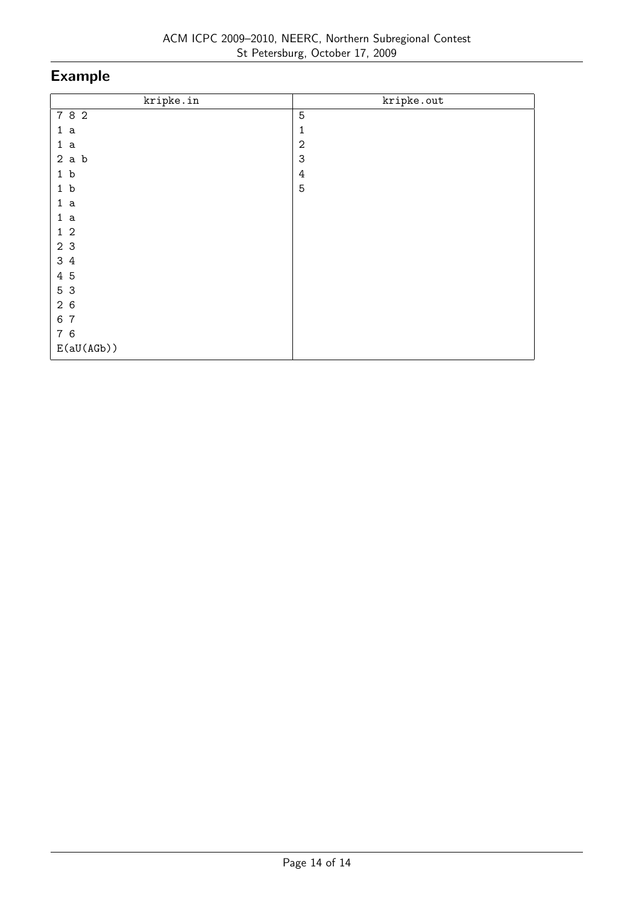## Example

| kripke.in | kripke.out |
|---|---|
| 7 8 2 | 5 |
| 1 a | 1 |
| 1 a | 2 |
| 2 a b | 3 |
| 1 b | 4 |
| 1 b | 5 |
| 1 a | |
| 1 a | |
| 1 2 | |
| 2 3 | |
| 3 4 | |
| 4 5 | |
| 5 3 | |
| 2 6 | |
| 6 7 | |
| 7 6 | |
| E(aU(AGb)) | |